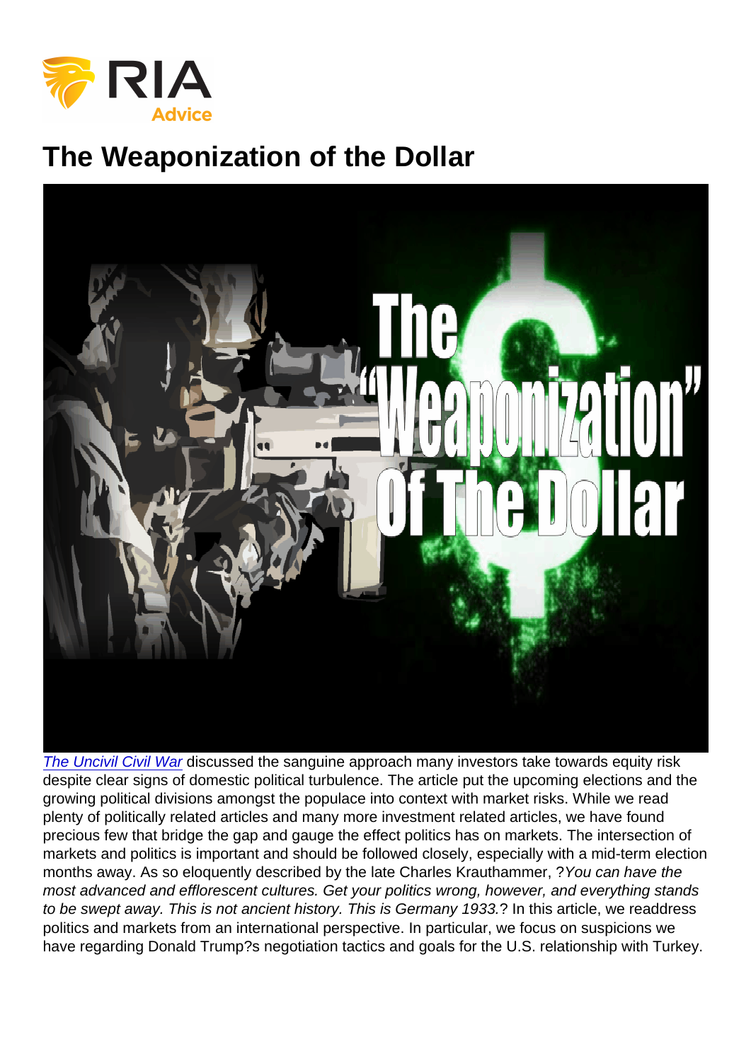# The Weaponization of the Dollar

*The Uncivil Civil War* discussed the sanguine approach many investors take towards equity risk despite clear signs of domestic political turbulence. The article put the upcoming elections and the growing political divisions amongst the populace into context with market risks. While we read plenty of politically related articles and many more investment related articles, we have found precious few that bridge the gap and gauge the effect politics has on markets. The intersection of markets and politics is important and should be followed closely, especially with a mid-term election months away. As so eloquently described by the late Charles Krauthammer, ?*You can have the most advanced and efflorescent cultures. Get your politics wrong, however, and everything stands to be swept away. This is not ancient history. This is Germany 1933.*? In this article, we readdress politics and markets from an international perspective. In particular, we focus on suspicions we have regarding Donald Trump?s negotiation tactics and goals for the U.S. relationship with Turkey.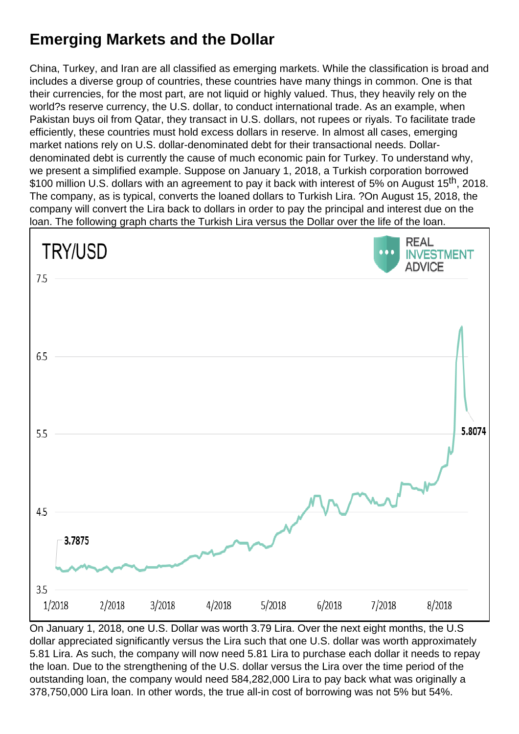# Emerging Markets and the Dollar

China, Turkey, and Iran are all classified as emerging markets. While the classification is broad and includes a diverse group of countries, these countries have many things in common. One is that their currencies, for the most part, are not liquid or highly valued. Thus, they heavily rely on the world?s reserve currency, the U.S. dollar, to conduct international trade. As an example, when Pakistan buys oil from Qatar, they transact in U.S. dollars, not rupees or riyals. To facilitate trade efficiently, these countries must hold excess dollars in reserve. In almost all cases, emerging market nations rely on U.S. dollar-denominated debt for their transactional needs. Dollar-denominated debt is currently the cause of much economic pain for Turkey. To understand why, we present a simplified example. Suppose on January 1, 2018, a Turkish corporation borrowed $100 million U.S. dollars with an agreement to pay it back with interest of 5% on August 15th, 2018. The company, as is typical, converts the loaned dollars to Turkish Lira. ?On August 15, 2018, the company will convert the Lira back to dollars in order to pay the principal and interest due on the loan. The following graph charts the Turkish Lira versus the Dollar over the life of the loan.

On January 1, 2018, one U.S. Dollar was worth 3.79 Lira. Over the next eight months, the U.S dollar appreciated significantly versus the Lira such that one U.S. dollar was worth approximately 5.81 Lira. As such, the company will now need 5.81 Lira to purchase each dollar it needs to repay the loan. Due to the strengthening of the U.S. dollar versus the Lira over the time period of the outstanding loan, the company would need 584,282,000 Lira to pay back what was originally a 378,750,000 Lira loan. In other words, the true all-in cost of borrowing was not 5% but 54%.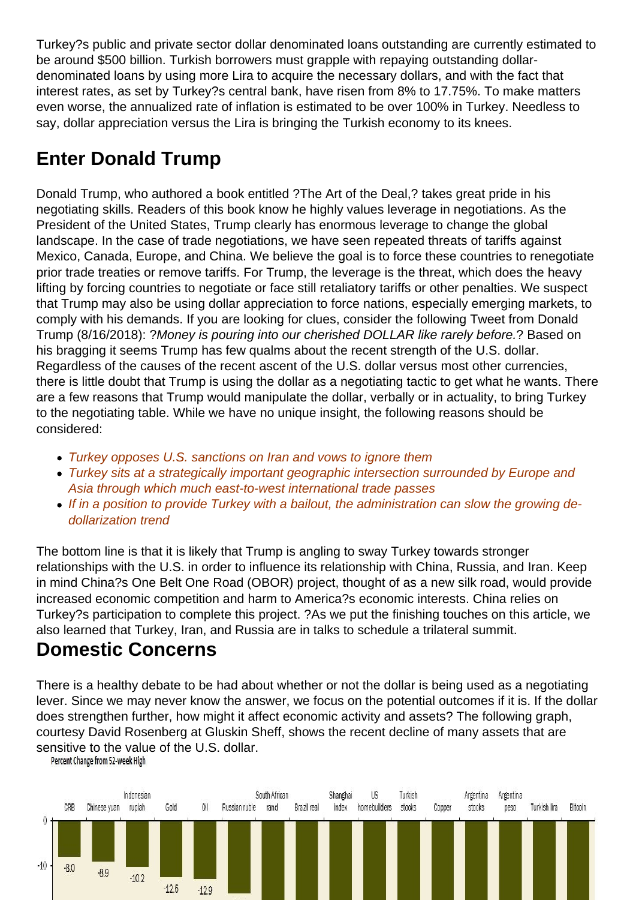Turkey?s public and private sector dollar denominated loans outstanding are currently estimated to be around $500 billion. Turkish borrowers must grapple with repaying outstanding dollar-denominated loans by using more Lira to acquire the necessary dollars, and with the fact that interest rates, as set by Turkey?s central bank, have risen from 8% to 17.75%. To make matters even worse, the annualized rate of inflation is estimated to be over 100% in Turkey. Needless to say, dollar appreciation versus the Lira is bringing the Turkish economy to its knees.

## Enter Donald Trump

Donald Trump, who authored a book entitled ?The Art of the Deal,? takes great pride in his negotiating skills. Readers of this book know he highly values leverage in negotiations. As the President of the United States, Trump clearly has enormous leverage to change the global landscape. In the case of trade negotiations, we have seen repeated threats of tariffs against Mexico, Canada, Europe, and China. We believe the goal is to force these countries to renegotiate prior trade treaties or remove tariffs. For Trump, the leverage is the threat, which does the heavy lifting by forcing countries to negotiate or face still retaliatory tariffs or other penalties. We suspect that Trump may also be using dollar appreciation to force nations, especially emerging markets, to comply with his demands. If you are looking for clues, consider the following Tweet from Donald Trump (8/16/2018): ?*Money is pouring into our cherished DOLLAR like rarely before.*? Based on his bragging it seems Trump has few qualms about the recent strength of the U.S. dollar. Regardless of the causes of the recent ascent of the U.S. dollar versus most other currencies, there is little doubt that Trump is using the dollar as a negotiating tactic to get what he wants. There are a few reasons that Trump would manipulate the dollar, verbally or in actuality, to bring Turkey to the negotiating table. While we have no unique insight, the following reasons should be considered:

- *Turkey opposes U.S. sanctions on Iran and vows to ignore them*
- *Turkey sits at a strategically important geographic intersection surrounded by Europe and Asia through which much east-to-west international trade passes*
- *If in a position to provide Turkey with a bailout, the administration can slow the growing de-dollarization trend*

The bottom line is that it is likely that Trump is angling to sway Turkey towards stronger relationships with the U.S. in order to influence its relationship with China, Russia, and Iran. Keep in mind China?s One Belt One Road (OBOR) project, thought of as a new silk road, would provide increased economic competition and harm to America?s economic interests. China relies on Turkey?s participation to complete this project. ?As we put the finishing touches on this article, we also learned that Turkey, Iran, and Russia are in talks to schedule a trilateral summit.

## Domestic Concerns

There is a healthy debate to be had about whether or not the dollar is being used as a negotiating lever. Since we may never know the answer, we focus on the potential outcomes if it is. If the dollar does strengthen further, how might it affect economic activity and assets? The following graph, courtesy David Rosenberg at Gluskin Sheff, shows the recent decline of many assets that are sensitive to the value of the U.S. dollar.

Percent Change from 52-week High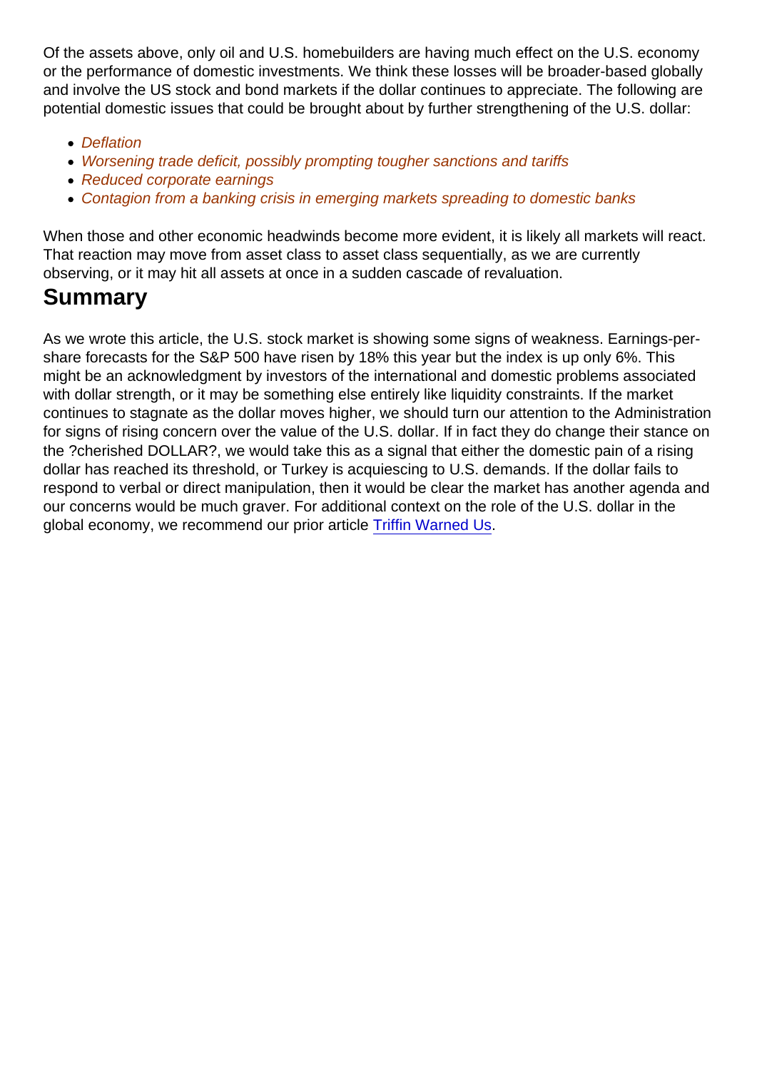Of the assets above, only oil and U.S. homebuilders are having much effect on the U.S. economy or the performance of domestic investments. We think these losses will be broader-based globally and involve the US stock and bond markets if the dollar continues to appreciate. The following are potential domestic issues that could be brought about by further strengthening of the U.S. dollar:

- *Deflation*
- *Worsening trade deficit, possibly prompting tougher sanctions and tariffs*
- *Reduced corporate earnings*
- *Contagion from a banking crisis in emerging markets spreading to domestic banks*

When those and other economic headwinds become more evident, it is likely all markets will react. That reaction may move from asset class to asset class sequentially, as we are currently observing, or it may hit all assets at once in a sudden cascade of revaluation.

## Summary

As we wrote this article, the U.S. stock market is showing some signs of weakness. Earnings-per-share forecasts for the S&P 500 have risen by 18% this year but the index is up only 6%. This might be an acknowledgment by investors of the international and domestic problems associated with dollar strength, or it may be something else entirely like liquidity constraints. If the market continues to stagnate as the dollar moves higher, we should turn our attention to the Administration for signs of rising concern over the value of the U.S. dollar. If in fact they do change their stance on the ?cherished DOLLAR?, we would take this as a signal that either the domestic pain of a rising dollar has reached its threshold, or Turkey is acquiescing to U.S. demands. If the dollar fails to respond to verbal or direct manipulation, then it would be clear the market has another agenda and our concerns would be much graver. For additional context on the role of the U.S. dollar in the global economy, we recommend our prior article [Triffin Warned Us](Triffin Warned Us).